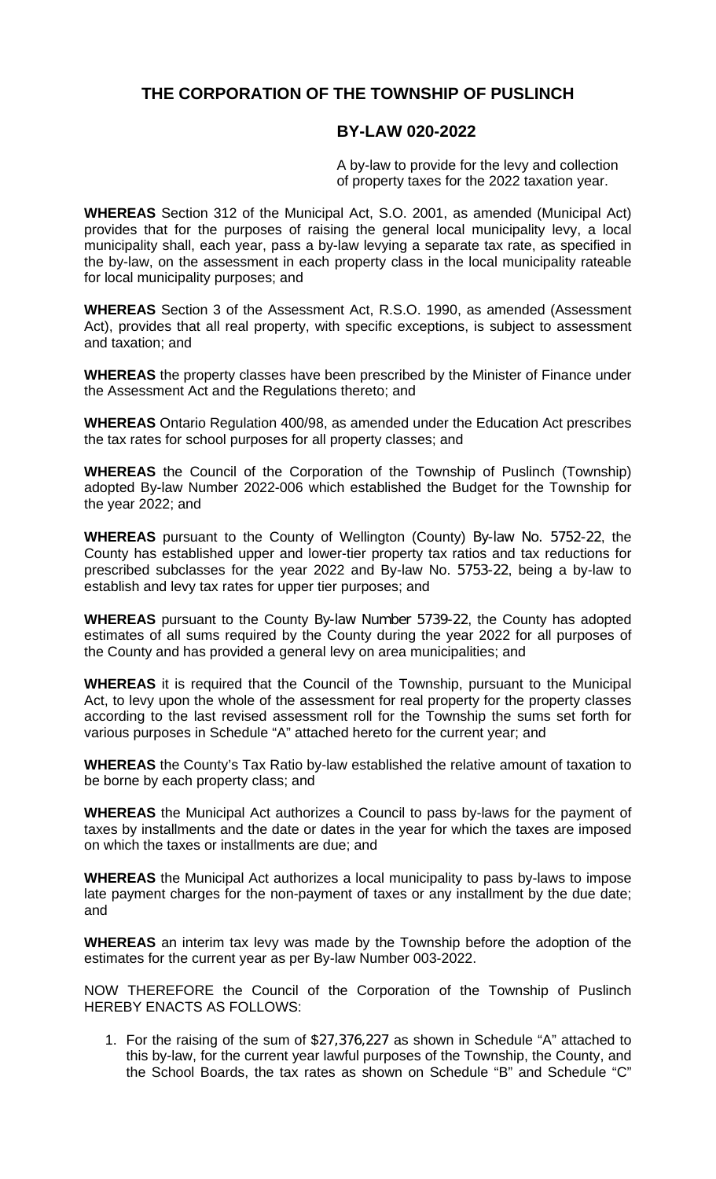## THE CORPORATION OF THE TOWNSHIP OF PUSLINCH

## BY-LAW 020-2022

A by-law to provide for the levy and collection of property taxes for the 2022 taxation year.

**WHEREAS** Section 312 of the Municipal Act, S.O. 2001, as amended (Municipal Act) provides that for the purposes of raising the general local municipality levy, a local municipality shall, each year, pass a by-law levying a separate tax rate, as specified in the by-law, on the assessment in each property class in the local municipality rateable for local municipality purposes; and

**WHEREAS** Section 3 of the Assessment Act, R.S.O. 1990, as amended (Assessment Act), provides that all real property, with specific exceptions, is subject to assessment and taxation; and

**WHEREAS** the property classes have been prescribed by the Minister of Finance under the Assessment Act and the Regulations thereto; and

**WHEREAS** Ontario Regulation 400/98, as amended under the Education Act prescribes the tax rates for school purposes for all property classes; and

**WHEREAS** the Council of the Corporation of the Township of Puslinch (Township) adopted By-law Number 2022-006 which established the Budget for the Township for the year 2022; and

**WHEREAS** pursuant to the County of Wellington (County) By-law No. 5752-22, the County has established upper and lower-tier property tax ratios and tax reductions for prescribed subclasses for the year 2022 and By-law No. 5753-22, being a by-law to establish and levy tax rates for upper tier purposes; and

**WHEREAS** pursuant to the County By-law Number 5739-22, the County has adopted estimates of all sums required by the County during the year 2022 for all purposes of the County and has provided a general levy on area municipalities; and

**WHEREAS** it is required that the Council of the Township, pursuant to the Municipal Act, to levy upon the whole of the assessment for real property for the property classes according to the last revised assessment roll for the Township the sums set forth for various purposes in Schedule "A" attached hereto for the current year; and

**WHEREAS** the County's Tax Ratio by-law established the relative amount of taxation to be borne by each property class; and

**WHEREAS** the Municipal Act authorizes a Council to pass by-laws for the payment of taxes by installments and the date or dates in the year for which the taxes are imposed on which the taxes or installments are due; and

**WHEREAS** the Municipal Act authorizes a local municipality to pass by-laws to impose late payment charges for the non-payment of taxes or any installment by the due date; and

**WHEREAS** an interim tax levy was made by the Township before the adoption of the estimates for the current year as per By-law Number 003-2022.

NOW THEREFORE the Council of the Corporation of the Township of Puslinch HEREBY ENACTS AS FOLLOWS:

1. For the raising of the sum of $27,376,227 as shown in Schedule "A" attached to this by-law, for the current year lawful purposes of the Township, the County, and the School Boards, the tax rates as shown on Schedule "B" and Schedule "C"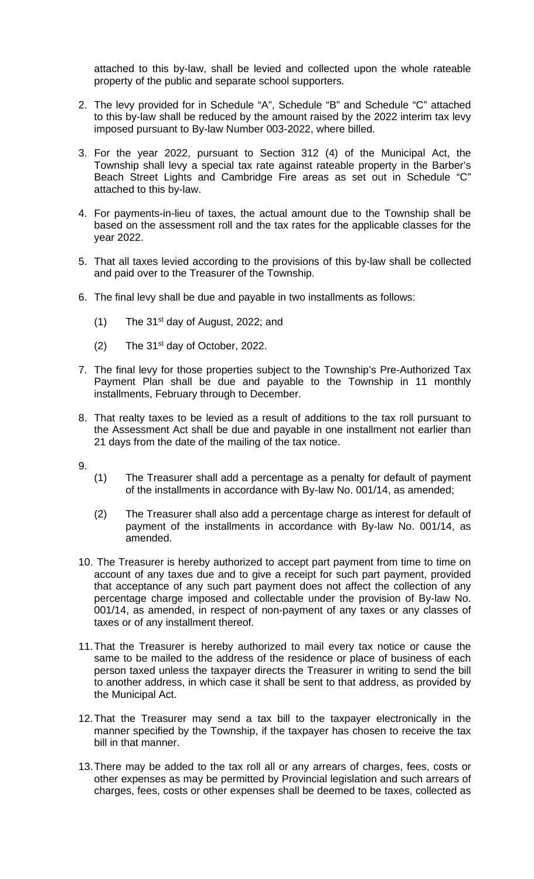attached to this by-law, shall be levied and collected upon the whole rateable property of the public and separate school supporters.

2. The levy provided for in Schedule “A”, Schedule “B” and Schedule “C” attached to this by-law shall be reduced by the amount raised by the 2022 interim tax levy imposed pursuant to By-law Number 003-2022, where billed.

3. For the year 2022, pursuant to Section 312 (4) of the Municipal Act, the Township shall levy a special tax rate against rateable property in the Barber’s Beach Street Lights and Cambridge Fire areas as set out in Schedule “C” attached to this by-law.

4. For payments-in-lieu of taxes, the actual amount due to the Township shall be based on the assessment roll and the tax rates for the applicable classes for the year 2022.

5. That all taxes levied according to the provisions of this by-law shall be collected and paid over to the Treasurer of the Township.

6. The final levy shall be due and payable in two installments as follows:

   (1) The 31st day of August, 2022; and

   (2) The 31st day of October, 2022.

7. The final levy for those properties subject to the Township’s Pre-Authorized Tax Payment Plan shall be due and payable to the Township in 11 monthly installments, February through to December.

8. That realty taxes to be levied as a result of additions to the tax roll pursuant to the Assessment Act shall be due and payable in one installment not earlier than 21 days from the date of the mailing of the tax notice.

9.
   (1) The Treasurer shall add a percentage as a penalty for default of payment of the installments in accordance with By-law No. 001/14, as amended;

   (2) The Treasurer shall also add a percentage charge as interest for default of payment of the installments in accordance with By-law No. 001/14, as amended.

10. The Treasurer is hereby authorized to accept part payment from time to time on account of any taxes due and to give a receipt for such part payment, provided that acceptance of any such part payment does not affect the collection of any percentage charge imposed and collectable under the provision of By-law No. 001/14, as amended, in respect of non-payment of any taxes or any classes of taxes or of any installment thereof.

11. That the Treasurer is hereby authorized to mail every tax notice or cause the same to be mailed to the address of the residence or place of business of each person taxed unless the taxpayer directs the Treasurer in writing to send the bill to another address, in which case it shall be sent to that address, as provided by the Municipal Act.

12. That the Treasurer may send a tax bill to the taxpayer electronically in the manner specified by the Township, if the taxpayer has chosen to receive the tax bill in that manner.

13. There may be added to the tax roll all or any arrears of charges, fees, costs or other expenses as may be permitted by Provincial legislation and such arrears of charges, fees, costs or other expenses shall be deemed to be taxes, collected as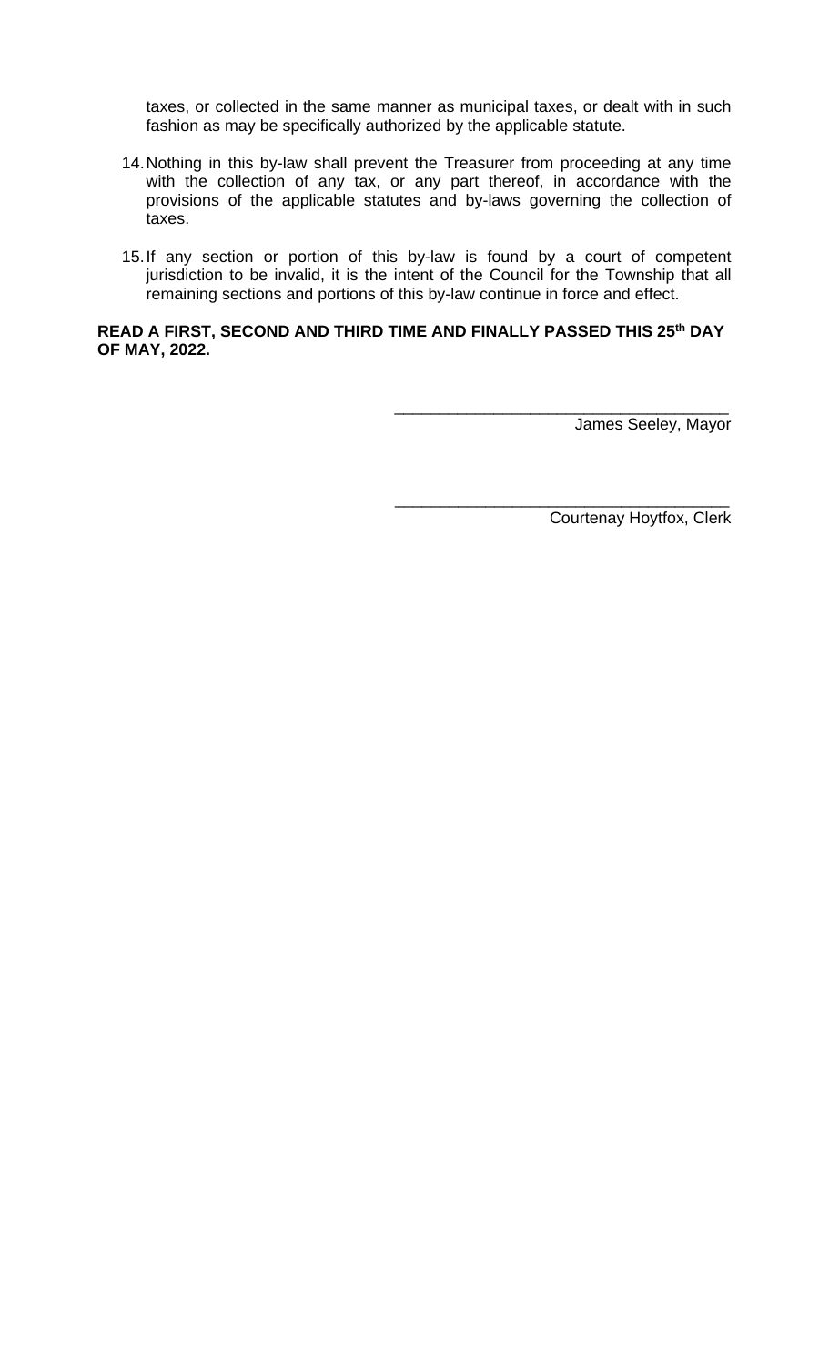taxes, or collected in the same manner as municipal taxes, or dealt with in such fashion as may be specifically authorized by the applicable statute.

14. Nothing in this by-law shall prevent the Treasurer from proceeding at any time with the collection of any tax, or any part thereof, in accordance with the provisions of the applicable statutes and by-laws governing the collection of taxes.

15. If any section or portion of this by-law is found by a court of competent jurisdiction to be invalid, it is the intent of the Council for the Township that all remaining sections and portions of this by-law continue in force and effect.

**READ A FIRST, SECOND AND THIRD TIME AND FINALLY PASSED THIS 25th DAY OF MAY, 2022.**

______________________________________
James Seeley, Mayor

______________________________________
Courtenay Hoytfox, Clerk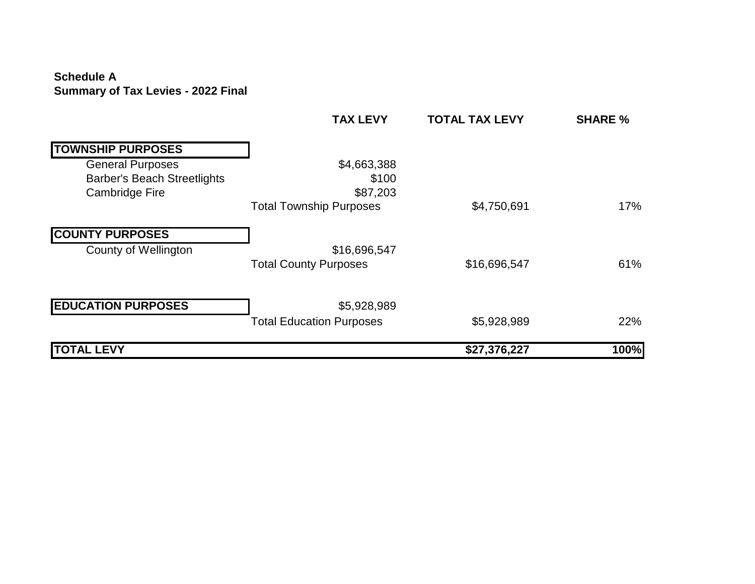**Schedule A**
**Summary of Tax Levies - 2022 Final**

| | TAX LEVY | TOTAL TAX LEVY | SHARE % |
|---|---|---|---|
| **TOWNSHIP PURPOSES** | | | |
| General Purposes | $4,663,388 | | |
| Barber's Beach Streetlights | $100 | | |
| Cambridge Fire | $87,203 | | |
| | Total Township Purposes | $4,750,691 | 17% |
| **COUNTY PURPOSES** | | | |
| County of Wellington | $16,696,547 | | |
| | Total County Purposes | $16,696,547 | 61% |
| **EDUCATION PURPOSES** | $5,928,989 | | |
| | Total Education Purposes | $5,928,989 | 22% |
| **TOTAL LEVY** | | **$27,376,227** | **100%** |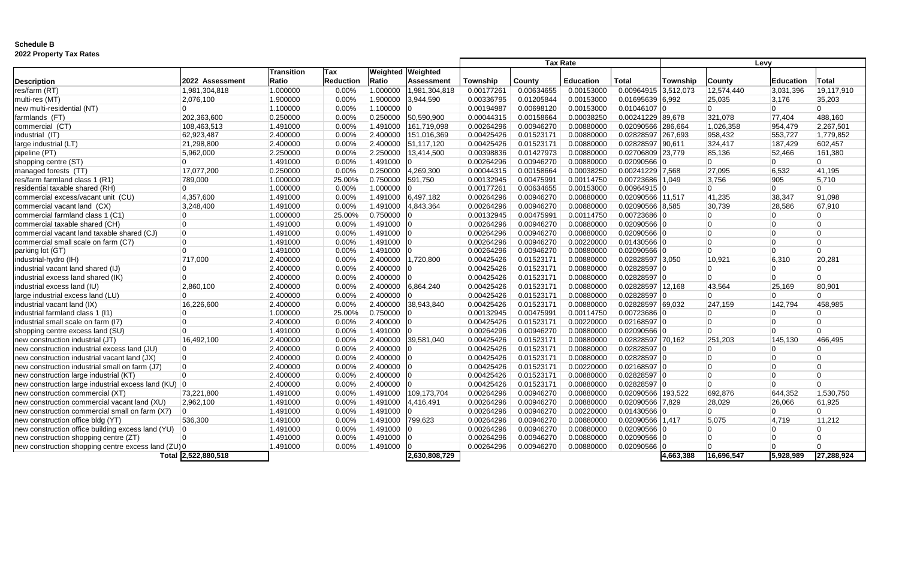**Schedule B**
**2022 Property Tax Rates**

| Description | 2022 Assessment | Transition Ratio | Tax Reduction | Weighted Ratio | Weighted Assessment | Tax Rate | | | | Levy | | | |
|---|---|---|---|---|---|---|---|---|---|---|---|---|---|
| | | | | | | Township | County | Education | Total | Township | County | Education | Total |
| res/farm (RT) | 1,981,304,818 | 1.000000 | 0.00% | 1.000000 | 1,981,304,818 | 0.00177261 | 0.00634655 | 0.00153000 | 0.00964915 | 3,512,073 | 12,574,440 | 3,031,396 | 19,117,910 |
| multi-res (MT) | 2,076,100 | 1.900000 | 0.00% | 1.900000 | 3,944,590 | 0.00336795 | 0.01205844 | 0.00153000 | 0.01695639 | 6,992 | 25,035 | 3,176 | 35,203 |
| new multi-residential (NT) | 0 | 1.100000 | 0.00% | 1.100000 | 0 | 0.00194987 | 0.00698120 | 0.00153000 | 0.01046107 | 0 | 0 | 0 | 0 |
| farmlands (FT) | 202,363,600 | 0.250000 | 0.00% | 0.250000 | 50,590,900 | 0.00044315 | 0.00158664 | 0.00038250 | 0.00241229 | 89,678 | 321,078 | 77,404 | 488,160 |
| commercial (CT) | 108,463,513 | 1.491000 | 0.00% | 1.491000 | 161,719,098 | 0.00264296 | 0.00946270 | 0.00880000 | 0.02090566 | 286,664 | 1,026,358 | 954,479 | 2,267,501 |
| industrial (IT) | 62,923,487 | 2.400000 | 0.00% | 2.400000 | 151,016,369 | 0.00425426 | 0.01523171 | 0.00880000 | 0.02828597 | 267,693 | 958,432 | 553,727 | 1,779,852 |
| large industrial (LT) | 21,298,800 | 2.400000 | 0.00% | 2.400000 | 51,117,120 | 0.00425426 | 0.01523171 | 0.00880000 | 0.02828597 | 90,611 | 324,417 | 187,429 | 602,457 |
| pipeline (PT) | 5,962,000 | 2.250000 | 0.00% | 2.250000 | 13,414,500 | 0.00398836 | 0.01427973 | 0.00880000 | 0.02706809 | 23,779 | 85,136 | 52,466 | 161,380 |
| shopping centre (ST) | 0 | 1.491000 | 0.00% | 1.491000 | 0 | 0.00264296 | 0.00946270 | 0.00880000 | 0.02090566 | 0 | 0 | 0 | 0 |
| managed forests (TT) | 17,077,200 | 0.250000 | 0.00% | 0.250000 | 4,269,300 | 0.00044315 | 0.00158664 | 0.00038250 | 0.00241229 | 7,568 | 27,095 | 6,532 | 41,195 |
| res/farm farmland class 1 (R1) | 789,000 | 1.000000 | 25.00% | 0.750000 | 591,750 | 0.00132945 | 0.00475991 | 0.00114750 | 0.00723686 | 1,049 | 3,756 | 905 | 5,710 |
| residential taxable shared (RH) | 0 | 1.000000 | 0.00% | 1.000000 | 0 | 0.00177261 | 0.00634655 | 0.00153000 | 0.00964915 | 0 | 0 | 0 | 0 |
| commercial excess/vacant unit (CU) | 4,357,600 | 1.491000 | 0.00% | 1.491000 | 6,497,182 | 0.00264296 | 0.00946270 | 0.00880000 | 0.02090566 | 11,517 | 41,235 | 38,347 | 91,098 |
| commercial vacant land (CX) | 3,248,400 | 1.491000 | 0.00% | 1.491000 | 4,843,364 | 0.00264296 | 0.00946270 | 0.00880000 | 0.02090566 | 8,585 | 30,739 | 28,586 | 67,910 |
| commercial farmland class 1 (C1) | 0 | 1.000000 | 25.00% | 0.750000 | 0 | 0.00132945 | 0.00475991 | 0.00114750 | 0.00723686 | 0 | 0 | 0 | 0 |
| commercial taxable shared (CH) | 0 | 1.491000 | 0.00% | 1.491000 | 0 | 0.00264296 | 0.00946270 | 0.00880000 | 0.02090566 | 0 | 0 | 0 | 0 |
| commercial vacant land taxable shared (CJ) | 0 | 1.491000 | 0.00% | 1.491000 | 0 | 0.00264296 | 0.00946270 | 0.00880000 | 0.02090566 | 0 | 0 | 0 | 0 |
| commercial small scale on farm (C7) | 0 | 1.491000 | 0.00% | 1.491000 | 0 | 0.00264296 | 0.00946270 | 0.00220000 | 0.01430566 | 0 | 0 | 0 | 0 |
| parking lot (GT) | 0 | 1.491000 | 0.00% | 1.491000 | 0 | 0.00264296 | 0.00946270 | 0.00880000 | 0.02090566 | 0 | 0 | 0 | 0 |
| industrial-hydro (IH) | 717,000 | 2.400000 | 0.00% | 2.400000 | 1,720,800 | 0.00425426 | 0.01523171 | 0.00880000 | 0.02828597 | 3,050 | 10,921 | 6,310 | 20,281 |
| industrial vacant land shared (IJ) | 0 | 2.400000 | 0.00% | 2.400000 | 0 | 0.00425426 | 0.01523171 | 0.00880000 | 0.02828597 | 0 | 0 | 0 | 0 |
| industrial excess land shared (IK) | 0 | 2.400000 | 0.00% | 2.400000 | 0 | 0.00425426 | 0.01523171 | 0.00880000 | 0.02828597 | 0 | 0 | 0 | 0 |
| industrial excess land (IU) | 2,860,100 | 2.400000 | 0.00% | 2.400000 | 6,864,240 | 0.00425426 | 0.01523171 | 0.00880000 | 0.02828597 | 12,168 | 43,564 | 25,169 | 80,901 |
| large industrial excess land (LU) | 0 | 2.400000 | 0.00% | 2.400000 | 0 | 0.00425426 | 0.01523171 | 0.00880000 | 0.02828597 | 0 | 0 | 0 | 0 |
| industrial vacant land (IX) | 16,226,600 | 2.400000 | 0.00% | 2.400000 | 38,943,840 | 0.00425426 | 0.01523171 | 0.00880000 | 0.02828597 | 69,032 | 247,159 | 142,794 | 458,985 |
| industrial farmland class 1 (I1) | 0 | 1.000000 | 25.00% | 0.750000 | 0 | 0.00132945 | 0.00475991 | 0.00114750 | 0.00723686 | 0 | 0 | 0 | 0 |
| industrial small scale on farm (I7) | 0 | 2.400000 | 0.00% | 2.400000 | 0 | 0.00425426 | 0.01523171 | 0.00220000 | 0.02168597 | 0 | 0 | 0 | 0 |
| shopping centre excess land (SU) | 0 | 1.491000 | 0.00% | 1.491000 | 0 | 0.00264296 | 0.00946270 | 0.00880000 | 0.02090566 | 0 | 0 | 0 | 0 |
| new construction industrial (JT) | 16,492,100 | 2.400000 | 0.00% | 2.400000 | 39,581,040 | 0.00425426 | 0.01523171 | 0.00880000 | 0.02828597 | 70,162 | 251,203 | 145,130 | 466,495 |
| new construction industrial excess land (JU) | 0 | 2.400000 | 0.00% | 2.400000 | 0 | 0.00425426 | 0.01523171 | 0.00880000 | 0.02828597 | 0 | 0 | 0 | 0 |
| new construction industrial vacant land (JX) | 0 | 2.400000 | 0.00% | 2.400000 | 0 | 0.00425426 | 0.01523171 | 0.00880000 | 0.02828597 | 0 | 0 | 0 | 0 |
| new construction industrial small on farm (J7) | 0 | 2.400000 | 0.00% | 2.400000 | 0 | 0.00425426 | 0.01523171 | 0.00220000 | 0.02168597 | 0 | 0 | 0 | 0 |
| new construction large industrial (KT) | 0 | 2.400000 | 0.00% | 2.400000 | 0 | 0.00425426 | 0.01523171 | 0.00880000 | 0.02828597 | 0 | 0 | 0 | 0 |
| new construction large industrial excess land (KU) | 0 | 2.400000 | 0.00% | 2.400000 | 0 | 0.00425426 | 0.01523171 | 0.00880000 | 0.02828597 | 0 | 0 | 0 | 0 |
| new construction commercial (XT) | 73,221,800 | 1.491000 | 0.00% | 1.491000 | 109,173,704 | 0.00264296 | 0.00946270 | 0.00880000 | 0.02090566 | 193,522 | 692,876 | 644,352 | 1,530,750 |
| new construction commercial vacant land (XU) | 2,962,100 | 1.491000 | 0.00% | 1.491000 | 4,416,491 | 0.00264296 | 0.00946270 | 0.00880000 | 0.02090566 | 7,829 | 28,029 | 26,066 | 61,925 |
| new construction commercial small on farm (X7) | 0 | 1.491000 | 0.00% | 1.491000 | 0 | 0.00264296 | 0.00946270 | 0.00220000 | 0.01430566 | 0 | 0 | 0 | 0 |
| new construction office bldg (YT) | 536,300 | 1.491000 | 0.00% | 1.491000 | 799,623 | 0.00264296 | 0.00946270 | 0.00880000 | 0.02090566 | 1,417 | 5,075 | 4,719 | 11,212 |
| new construction office building excess land (YU) | 0 | 1.491000 | 0.00% | 1.491000 | 0 | 0.00264296 | 0.00946270 | 0.00880000 | 0.02090566 | 0 | 0 | 0 | 0 |
| new construction shopping centre (ZT) | 0 | 1.491000 | 0.00% | 1.491000 | 0 | 0.00264296 | 0.00946270 | 0.00880000 | 0.02090566 | 0 | 0 | 0 | 0 |
| new construction shopping centre excess land (ZU) | 0 | 1.491000 | 0.00% | 1.491000 | 0 | 0.00264296 | 0.00946270 | 0.00880000 | 0.02090566 | 0 | 0 | 0 | 0 |
| Total | 2,522,880,518 | | | | 2,630,808,729 | | | | | 4,663,388 | 16,696,547 | 5,928,989 | 27,288,924 |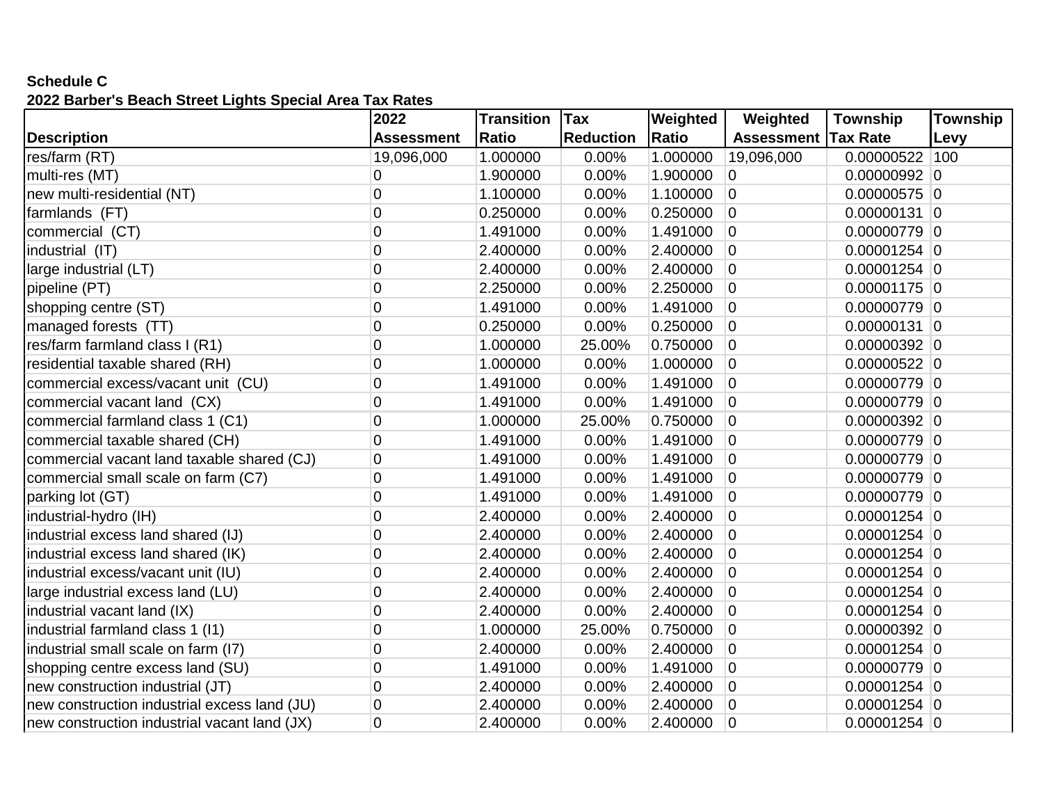**Schedule C**

**2022 Barber's Beach Street Lights Special Area Tax Rates**

| Description | 2022 Assessment | Transition Ratio | Tax Reduction | Weighted Ratio | Weighted Assessment | Township Tax Rate | Township Levy |
|---|---|---|---|---|---|---|---|
| res/farm (RT) | 19,096,000 | 1.000000 | 0.00% | 1.000000 | 19,096,000 | 0.00000522 | 100 |
| multi-res (MT) | 0 | 1.900000 | 0.00% | 1.900000 | 0 | 0.00000992 | 0 |
| new multi-residential (NT) | 0 | 1.100000 | 0.00% | 1.100000 | 0 | 0.00000575 | 0 |
| farmlands (FT) | 0 | 0.250000 | 0.00% | 0.250000 | 0 | 0.00000131 | 0 |
| commercial (CT) | 0 | 1.491000 | 0.00% | 1.491000 | 0 | 0.00000779 | 0 |
| industrial (IT) | 0 | 2.400000 | 0.00% | 2.400000 | 0 | 0.00001254 | 0 |
| large industrial (LT) | 0 | 2.400000 | 0.00% | 2.400000 | 0 | 0.00001254 | 0 |
| pipeline (PT) | 0 | 2.250000 | 0.00% | 2.250000 | 0 | 0.00001175 | 0 |
| shopping centre (ST) | 0 | 1.491000 | 0.00% | 1.491000 | 0 | 0.00000779 | 0 |
| managed forests (TT) | 0 | 0.250000 | 0.00% | 0.250000 | 0 | 0.00000131 | 0 |
| res/farm farmland class I (R1) | 0 | 1.000000 | 25.00% | 0.750000 | 0 | 0.00000392 | 0 |
| residential taxable shared (RH) | 0 | 1.000000 | 0.00% | 1.000000 | 0 | 0.00000522 | 0 |
| commercial excess/vacant unit (CU) | 0 | 1.491000 | 0.00% | 1.491000 | 0 | 0.00000779 | 0 |
| commercial vacant land (CX) | 0 | 1.491000 | 0.00% | 1.491000 | 0 | 0.00000779 | 0 |
| commercial farmland class 1 (C1) | 0 | 1.000000 | 25.00% | 0.750000 | 0 | 0.00000392 | 0 |
| commercial taxable shared (CH) | 0 | 1.491000 | 0.00% | 1.491000 | 0 | 0.00000779 | 0 |
| commercial vacant land taxable shared (CJ) | 0 | 1.491000 | 0.00% | 1.491000 | 0 | 0.00000779 | 0 |
| commercial small scale on farm (C7) | 0 | 1.491000 | 0.00% | 1.491000 | 0 | 0.00000779 | 0 |
| parking lot (GT) | 0 | 1.491000 | 0.00% | 1.491000 | 0 | 0.00000779 | 0 |
| industrial-hydro (IH) | 0 | 2.400000 | 0.00% | 2.400000 | 0 | 0.00001254 | 0 |
| industrial excess land shared (IJ) | 0 | 2.400000 | 0.00% | 2.400000 | 0 | 0.00001254 | 0 |
| industrial excess land shared (IK) | 0 | 2.400000 | 0.00% | 2.400000 | 0 | 0.00001254 | 0 |
| industrial excess/vacant unit (IU) | 0 | 2.400000 | 0.00% | 2.400000 | 0 | 0.00001254 | 0 |
| large industrial excess land (LU) | 0 | 2.400000 | 0.00% | 2.400000 | 0 | 0.00001254 | 0 |
| industrial vacant land (IX) | 0 | 2.400000 | 0.00% | 2.400000 | 0 | 0.00001254 | 0 |
| industrial farmland class 1 (I1) | 0 | 1.000000 | 25.00% | 0.750000 | 0 | 0.00000392 | 0 |
| industrial small scale on farm (I7) | 0 | 2.400000 | 0.00% | 2.400000 | 0 | 0.00001254 | 0 |
| shopping centre excess land (SU) | 0 | 1.491000 | 0.00% | 1.491000 | 0 | 0.00000779 | 0 |
| new construction industrial (JT) | 0 | 2.400000 | 0.00% | 2.400000 | 0 | 0.00001254 | 0 |
| new construction industrial excess land (JU) | 0 | 2.400000 | 0.00% | 2.400000 | 0 | 0.00001254 | 0 |
| new construction industrial vacant land (JX) | 0 | 2.400000 | 0.00% | 2.400000 | 0 | 0.00001254 | 0 |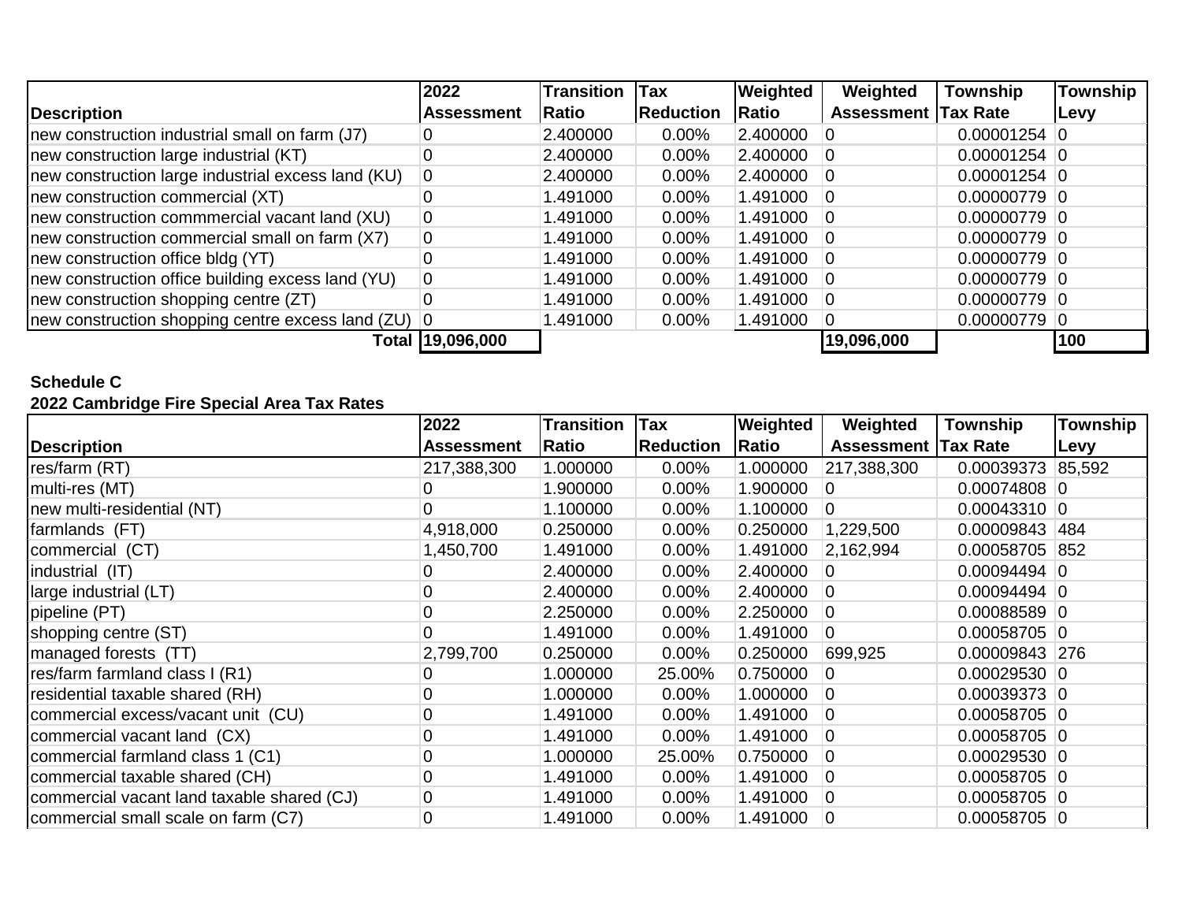| Description | 2022 Assessment | Transition Ratio | Tax Reduction | Weighted Ratio | Weighted Assessment | Township Tax Rate | Township Levy |
|---|---|---|---|---|---|---|---|
| new construction industrial small on farm (J7) | 0 | 2.400000 | 0.00% | 2.400000 | 0 | 0.00001254 | 0 |
| new construction large industrial (KT) | 0 | 2.400000 | 0.00% | 2.400000 | 0 | 0.00001254 | 0 |
| new construction large industrial excess land (KU) | 0 | 2.400000 | 0.00% | 2.400000 | 0 | 0.00001254 | 0 |
| new construction commercial (XT) | 0 | 1.491000 | 0.00% | 1.491000 | 0 | 0.00000779 | 0 |
| new construction commmercial vacant land (XU) | 0 | 1.491000 | 0.00% | 1.491000 | 0 | 0.00000779 | 0 |
| new construction commercial small on farm (X7) | 0 | 1.491000 | 0.00% | 1.491000 | 0 | 0.00000779 | 0 |
| new construction office bldg (YT) | 0 | 1.491000 | 0.00% | 1.491000 | 0 | 0.00000779 | 0 |
| new construction office building excess land (YU) | 0 | 1.491000 | 0.00% | 1.491000 | 0 | 0.00000779 | 0 |
| new construction shopping centre (ZT) | 0 | 1.491000 | 0.00% | 1.491000 | 0 | 0.00000779 | 0 |
| new construction shopping centre excess land (ZU) | 0 | 1.491000 | 0.00% | 1.491000 | 0 | 0.00000779 | 0 |
| **Total** | **19,096,000** | | | | **19,096,000** | | **100** |

**Schedule C**

**2022 Cambridge Fire Special Area Tax Rates**

| Description | 2022 Assessment | Transition Ratio | Tax Reduction | Weighted Ratio | Weighted Assessment | Township Tax Rate | Township Levy |
|---|---|---|---|---|---|---|---|
| res/farm (RT) | 217,388,300 | 1.000000 | 0.00% | 1.000000 | 217,388,300 | 0.00039373 | 85,592 |
| multi-res (MT) | 0 | 1.900000 | 0.00% | 1.900000 | 0 | 0.00074808 | 0 |
| new multi-residential (NT) | 0 | 1.100000 | 0.00% | 1.100000 | 0 | 0.00043310 | 0 |
| farmlands (FT) | 4,918,000 | 0.250000 | 0.00% | 0.250000 | 1,229,500 | 0.00009843 | 484 |
| commercial (CT) | 1,450,700 | 1.491000 | 0.00% | 1.491000 | 2,162,994 | 0.00058705 | 852 |
| industrial (IT) | 0 | 2.400000 | 0.00% | 2.400000 | 0 | 0.00094494 | 0 |
| large industrial (LT) | 0 | 2.400000 | 0.00% | 2.400000 | 0 | 0.00094494 | 0 |
| pipeline (PT) | 0 | 2.250000 | 0.00% | 2.250000 | 0 | 0.00088589 | 0 |
| shopping centre (ST) | 0 | 1.491000 | 0.00% | 1.491000 | 0 | 0.00058705 | 0 |
| managed forests (TT) | 2,799,700 | 0.250000 | 0.00% | 0.250000 | 699,925 | 0.00009843 | 276 |
| res/farm farmland class I (R1) | 0 | 1.000000 | 25.00% | 0.750000 | 0 | 0.00029530 | 0 |
| residential taxable shared (RH) | 0 | 1.000000 | 0.00% | 1.000000 | 0 | 0.00039373 | 0 |
| commercial excess/vacant unit (CU) | 0 | 1.491000 | 0.00% | 1.491000 | 0 | 0.00058705 | 0 |
| commercial vacant land (CX) | 0 | 1.491000 | 0.00% | 1.491000 | 0 | 0.00058705 | 0 |
| commercial farmland class 1 (C1) | 0 | 1.000000 | 25.00% | 0.750000 | 0 | 0.00029530 | 0 |
| commercial taxable shared (CH) | 0 | 1.491000 | 0.00% | 1.491000 | 0 | 0.00058705 | 0 |
| commercial vacant land taxable shared (CJ) | 0 | 1.491000 | 0.00% | 1.491000 | 0 | 0.00058705 | 0 |
| commercial small scale on farm (C7) | 0 | 1.491000 | 0.00% | 1.491000 | 0 | 0.00058705 | 0 |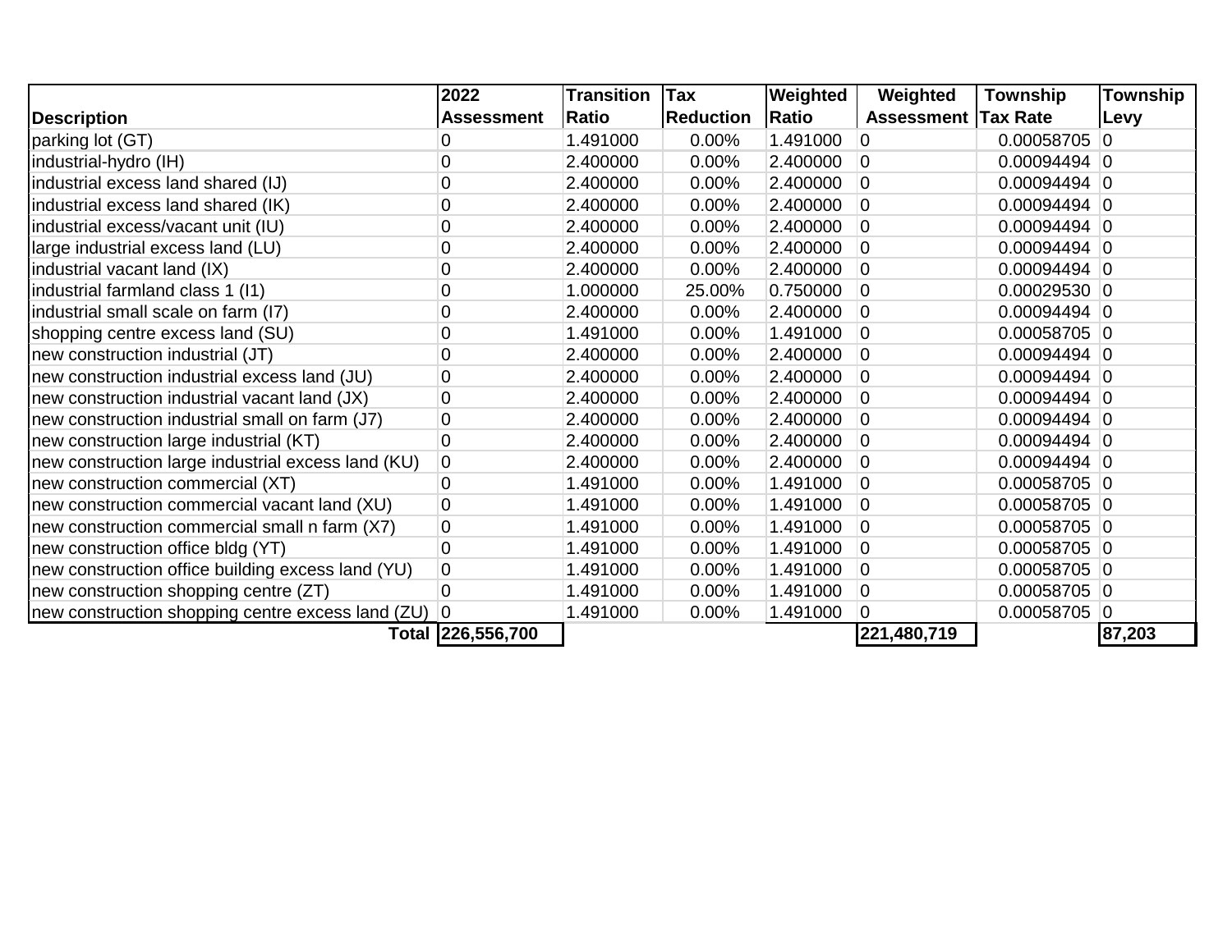| Description | 2022 Assessment | Transition Ratio | Tax Reduction | Weighted Ratio | Weighted Assessment | Township Tax Rate | Township Levy |
|---|---|---|---|---|---|---|---|
| parking lot (GT) | 0 | 1.491000 | 0.00% | 1.491000 | 0 | 0.00058705 | 0 |
| industrial-hydro (IH) | 0 | 2.400000 | 0.00% | 2.400000 | 0 | 0.00094494 | 0 |
| industrial excess land shared (IJ) | 0 | 2.400000 | 0.00% | 2.400000 | 0 | 0.00094494 | 0 |
| industrial excess land shared (IK) | 0 | 2.400000 | 0.00% | 2.400000 | 0 | 0.00094494 | 0 |
| industrial excess/vacant unit (IU) | 0 | 2.400000 | 0.00% | 2.400000 | 0 | 0.00094494 | 0 |
| large industrial excess land (LU) | 0 | 2.400000 | 0.00% | 2.400000 | 0 | 0.00094494 | 0 |
| industrial vacant land (IX) | 0 | 2.400000 | 0.00% | 2.400000 | 0 | 0.00094494 | 0 |
| industrial farmland class 1 (I1) | 0 | 1.000000 | 25.00% | 0.750000 | 0 | 0.00029530 | 0 |
| industrial small scale on farm (I7) | 0 | 2.400000 | 0.00% | 2.400000 | 0 | 0.00094494 | 0 |
| shopping centre excess land (SU) | 0 | 1.491000 | 0.00% | 1.491000 | 0 | 0.00058705 | 0 |
| new construction industrial (JT) | 0 | 2.400000 | 0.00% | 2.400000 | 0 | 0.00094494 | 0 |
| new construction industrial excess land (JU) | 0 | 2.400000 | 0.00% | 2.400000 | 0 | 0.00094494 | 0 |
| new construction industrial vacant land (JX) | 0 | 2.400000 | 0.00% | 2.400000 | 0 | 0.00094494 | 0 |
| new construction industrial small on farm (J7) | 0 | 2.400000 | 0.00% | 2.400000 | 0 | 0.00094494 | 0 |
| new construction large industrial (KT) | 0 | 2.400000 | 0.00% | 2.400000 | 0 | 0.00094494 | 0 |
| new construction large industrial excess land (KU) | 0 | 2.400000 | 0.00% | 2.400000 | 0 | 0.00094494 | 0 |
| new construction commercial (XT) | 0 | 1.491000 | 0.00% | 1.491000 | 0 | 0.00058705 | 0 |
| new construction commercial vacant land (XU) | 0 | 1.491000 | 0.00% | 1.491000 | 0 | 0.00058705 | 0 |
| new construction commercial small n farm (X7) | 0 | 1.491000 | 0.00% | 1.491000 | 0 | 0.00058705 | 0 |
| new construction office bldg (YT) | 0 | 1.491000 | 0.00% | 1.491000 | 0 | 0.00058705 | 0 |
| new construction office building excess land (YU) | 0 | 1.491000 | 0.00% | 1.491000 | 0 | 0.00058705 | 0 |
| new construction shopping centre (ZT) | 0 | 1.491000 | 0.00% | 1.491000 | 0 | 0.00058705 | 0 |
| new construction shopping centre excess land (ZU) | 0 | 1.491000 | 0.00% | 1.491000 | 0 | 0.00058705 | 0 |
| **Total** | **226,556,700** | | | | **221,480,719** | | **87,203** |